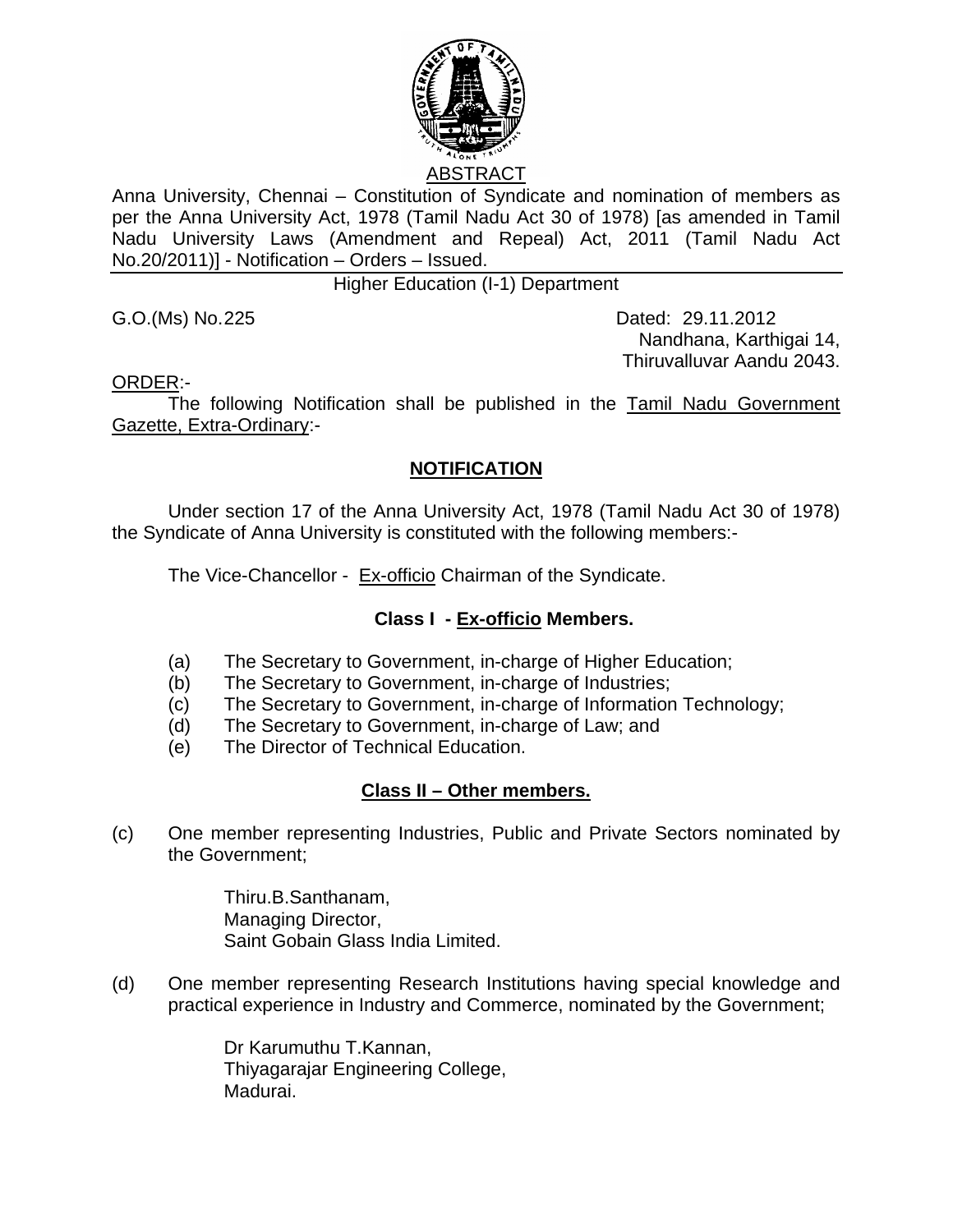ABSTRACT

Anna University, Chennai – Constitution of Syndicate and nomination of members as per the Anna University Act, 1978 (Tamil Nadu Act 30 of 1978) [as amended in Tamil Nadu University Laws (Amendment and Repeal) Act, 2011 (Tamil Nadu Act No.20/2011)] - Notification – Orders – Issued.

Higher Education (I-1) Department

G.O.(Ms) No.225

Dated: 29.11.2012
Nandhana, Karthigai 14,
Thiruvalluvar Aandu 2043.

ORDER:-

The following Notification shall be published in the Tamil Nadu Government Gazette, Extra-Ordinary:-

## NOTIFICATION

Under section 17 of the Anna University Act, 1978 (Tamil Nadu Act 30 of 1978) the Syndicate of Anna University is constituted with the following members:-

The Vice-Chancellor - Ex-officio Chairman of the Syndicate.

### Class I - Ex-officio Members.

(a) The Secretary to Government, in-charge of Higher Education;
(b) The Secretary to Government, in-charge of Industries;
(c) The Secretary to Government, in-charge of Information Technology;
(d) The Secretary to Government, in-charge of Law; and
(e) The Director of Technical Education.

### Class II – Other members.

(c) One member representing Industries, Public and Private Sectors nominated by the Government;

Thiru.B.Santhanam,
Managing Director,
Saint Gobain Glass India Limited.

(d) One member representing Research Institutions having special knowledge and practical experience in Industry and Commerce, nominated by the Government;

Dr Karumuthu T.Kannan,
Thiyagarajar Engineering College,
Madurai.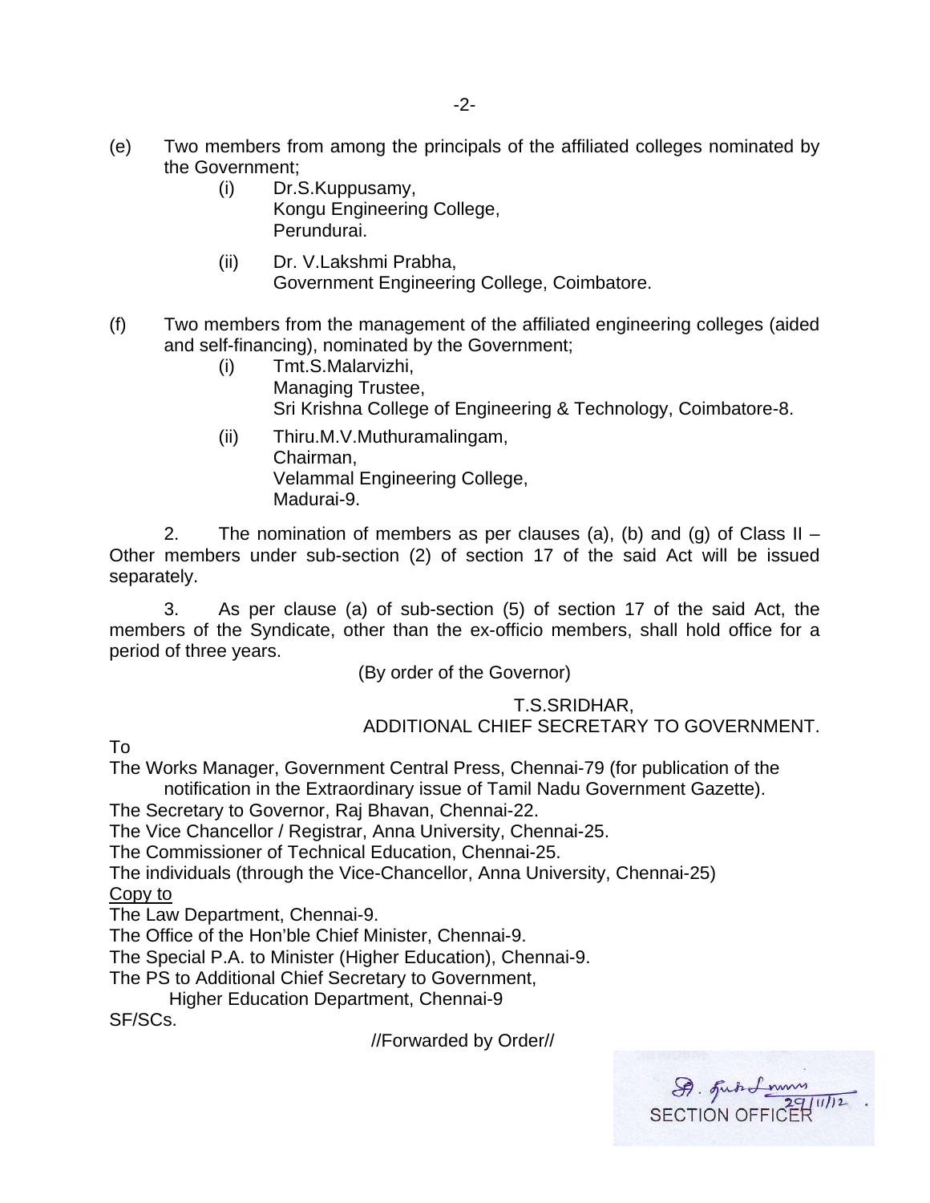(e) Two members from among the principals of the affiliated colleges nominated by the Government;

  (i) Dr.S.Kuppusamy,
    Kongu Engineering College,
    Perundurai.

  (ii) Dr. V.Lakshmi Prabha,
    Government Engineering College, Coimbatore.

(f) Two members from the management of the affiliated engineering colleges (aided and self-financing), nominated by the Government;

  (i) Tmt.S.Malarvizhi,
    Managing Trustee,
    Sri Krishna College of Engineering & Technology, Coimbatore-8.

  (ii) Thiru.M.V.Muthuramalingam,
    Chairman,
    Velammal Engineering College,
    Madurai-9.

2. The nomination of members as per clauses (a), (b) and (g) of Class II – Other members under sub-section (2) of section 17 of the said Act will be issued separately.

3. As per clause (a) of sub-section (5) of section 17 of the said Act, the members of the Syndicate, other than the ex-officio members, shall hold office for a period of three years.

(By order of the Governor)

T.S.SRIDHAR,
ADDITIONAL CHIEF SECRETARY TO GOVERNMENT.

To
The Works Manager, Government Central Press, Chennai-79 (for publication of the notification in the Extraordinary issue of Tamil Nadu Government Gazette).
The Secretary to Governor, Raj Bhavan, Chennai-22.
The Vice Chancellor / Registrar, Anna University, Chennai-25.
The Commissioner of Technical Education, Chennai-25.
The individuals (through the Vice-Chancellor, Anna University, Chennai-25)

Copy to
The Law Department, Chennai-9.
The Office of the Hon'ble Chief Minister, Chennai-9.
The Special P.A. to Minister (Higher Education), Chennai-9.
The PS to Additional Chief Secretary to Government,
 Higher Education Department, Chennai-9
SF/SCs.

//Forwarded by Order//

29/11/12
SECTION OFFICER